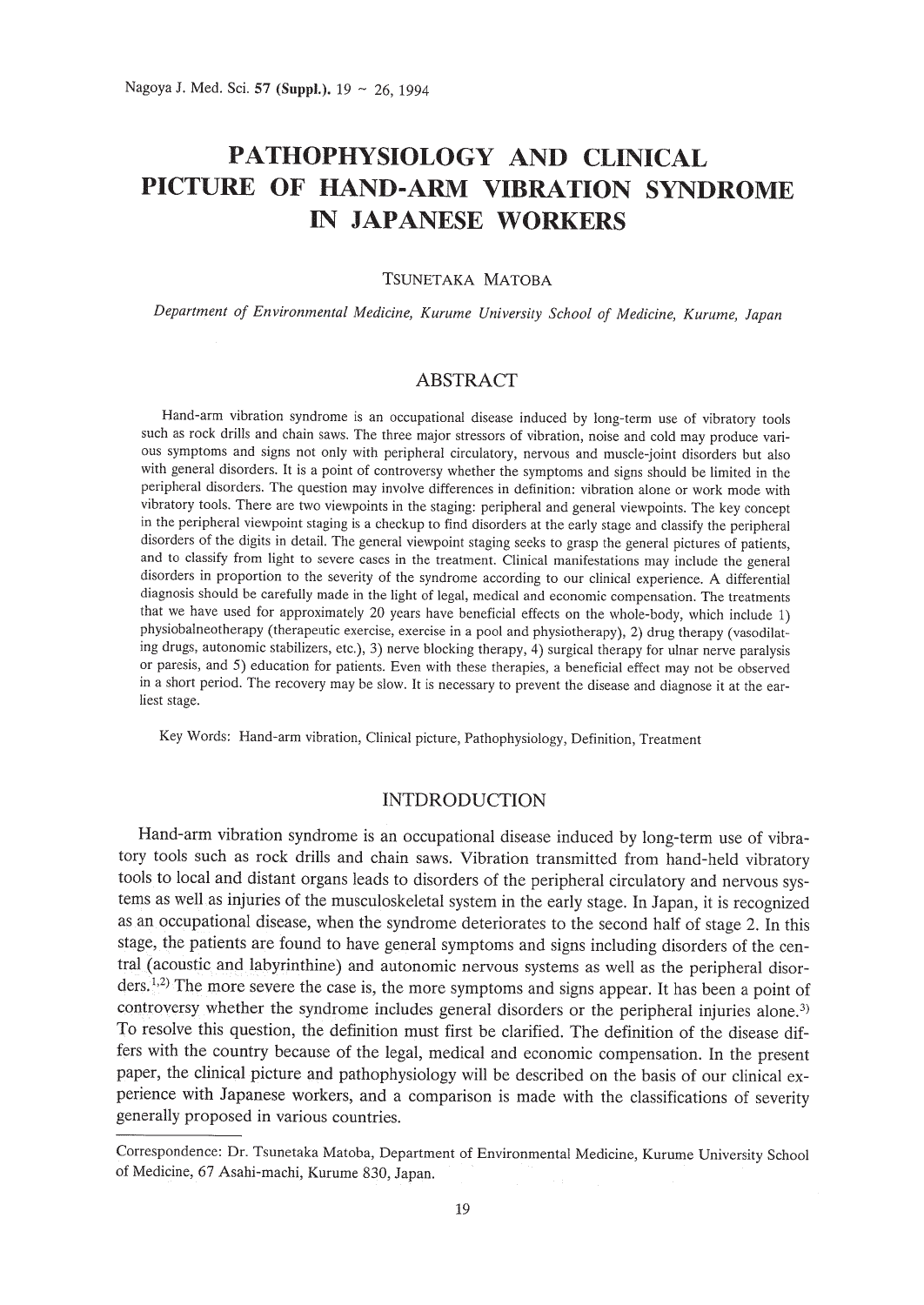# PATHOPHYSIOLOGY AND CLINICAL PICTURE OF HAND-ARM VIBRATION SYNDROME IN JAPANESE WORKERS

TSUNETAKA MATOBA

*Department of Environmental Medicine, Kurume University School of Medicine, Kurume, Japan*

## ABSTRACT

Hand-arm vibration syndrome is an occupational disease induced by long-term use of vibratory tools such as rock drills and chain saws. The three major stressors of vibration, noise and cold may produce various symptoms and signs not only with peripheral circulatory, nervous and muscle-joint disorders but also with general disorders. It is a point of controversy whether the symptoms and signs should be limited in the peripheral disorders. The question may involve differences in definition: vibration alone or work mode with vibratory tools. There are two viewpoints in the staging: peripheral and general viewpoints. The key concept in the peripheral viewpoint staging is a checkup to find disorders at the early stage and classify the peripheral disorders of the digits in detail. The general viewpoint staging seeks to grasp the general pictures of patients, and to classify from light to severe cases in the treatment. Clinical manifestations may include the general disorders in proportion to the severity of the syndrome according to our clinical experience. A differential diagnosis should be carefully made in the light of legal, medical and economic compensation. The treatments that we have used for approximately 20 years have beneficial effects on the whole-body, which include 1) physiobalneotherapy (therapeutic exercise, exercise in a pool and physiotherapy), 2) drug therapy (vasodilating drugs, autonomic stabilizers, etc.), 3) nerve blocking therapy, 4) surgical therapy for ulnar nerve paralysis or paresis, and 5) education for patients. Even with these therapies, a beneficial effect may not be observed in a short period. The recovery may be slow. It is necessary to prevent the disease and diagnose it at the earliest stage.

Key Words: Hand-arm vibration, Clinical picture, Pathophysiology, Definition, Treatment

## INTDRODUCTION

Hand-arm vibration syndrome is an occupational disease induced by long-term use of vibratory tools such as rock drills and chain saws. Vibration transmitted from hand-held vibratory tools to local and distant organs leads to disorders of the peripheral circulatory and nervous systems as well as injuries of the musculoskeletal system in the early stage. In Japan, it is recognized as an occupational disease, when the syndrome deteriorates to the second half of stage 2. In this stage, the patients are found to have general symptoms and signs including disorders of the central (acoustic and labyrinthine) and autonomic nervous systems as well as the peripheral disorders.[1,2] The more severe the case is, the more symptoms and signs appear. It has been a point of controversy whether the syndrome includes general disorders or the peripheral injuries alone.[3] To resolve this question, the definition must first be clarified. The definition of the disease differs with the country because of the legal, medical and economic compensation. In the present paper, the clinical picture and pathophysiology will be described on the basis of our clinical experience with Japanese workers, and a comparison is made with the classifications of severity generally proposed in various countries.

Correspondence: Dr. Tsunetaka Matoba, Department of Environmental Medicine, Kurume University School of Medicine, 67 Asahi-machi, Kurume 830, Japan.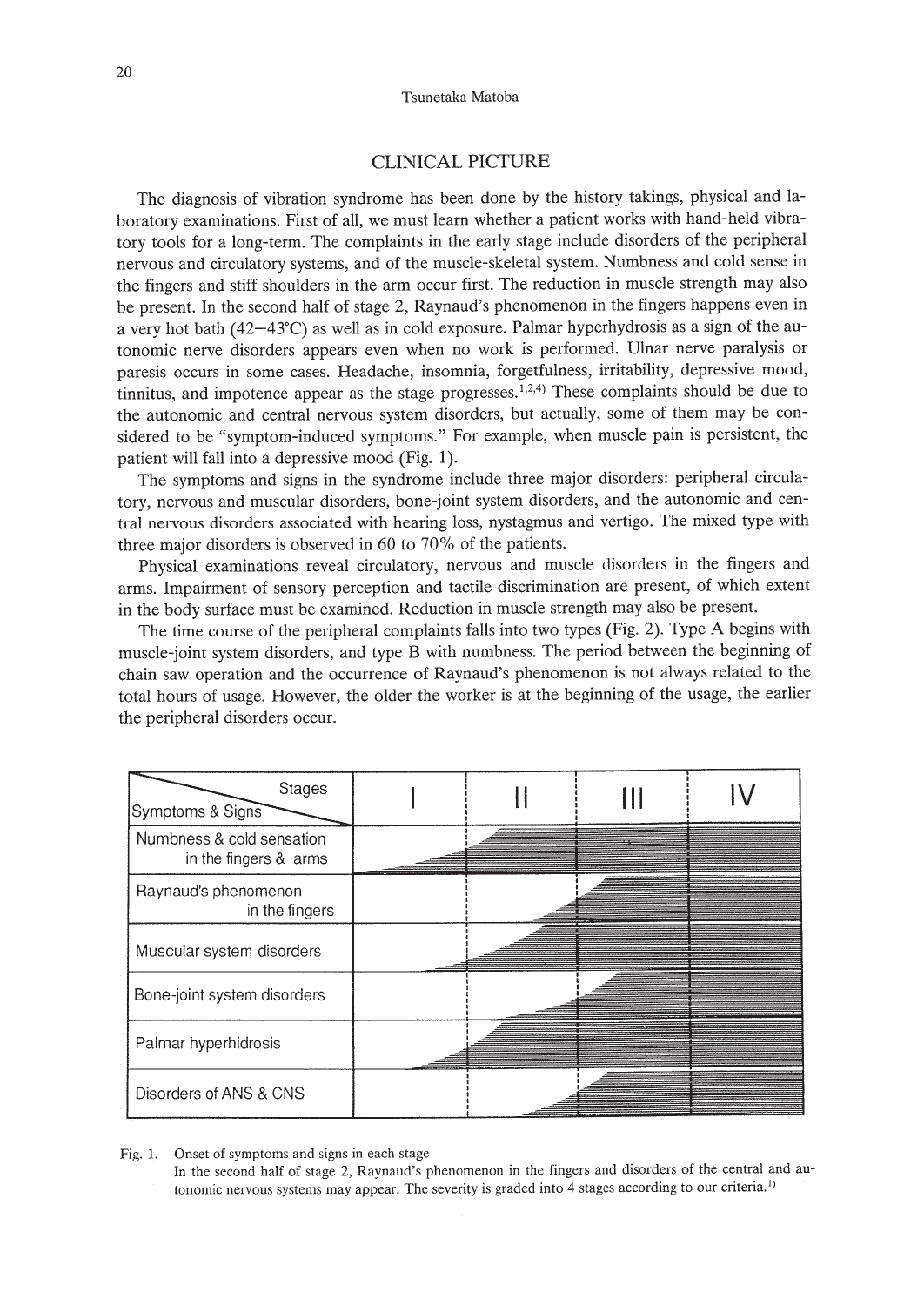## CLINICAL PICTURE

The diagnosis of vibration syndrome has been done by the history takings, physical and laboratory examinations. First of all, we must learn whether a patient works with hand-held vibratory tools for a long-term. The complaints in the early stage include disorders of the peripheral nervous and circulatory systems, and of the muscle-skeletal system. Numbness and cold sense in the fingers and stiff shoulders in the arm occur first. The reduction in muscle strength may also be present. In the second half of stage 2, Raynaud's phenomenon in the fingers happens even in a very hot bath (42–43°C) as well as in cold exposure. Palmar hyperhydrosis as a sign of the autonomic nerve disorders appears even when no work is performed. Ulnar nerve paralysis or paresis occurs in some cases. Headache, insomnia, forgetfulness, irritability, depressive mood, tinnitus, and impotence appear as the stage progresses.[1,2,4] These complaints should be due to the autonomic and central nervous system disorders, but actually, some of them may be considered to be "symptom-induced symptoms." For example, when muscle pain is persistent, the patient will fall into a depressive mood (Fig. 1).

The symptoms and signs in the syndrome include three major disorders: peripheral circulatory, nervous and muscular disorders, bone-joint system disorders, and the autonomic and central nervous disorders associated with hearing loss, nystagmus and vertigo. The mixed type with three major disorders is observed in 60 to 70% of the patients.

Physical examinations reveal circulatory, nervous and muscle disorders in the fingers and arms. Impairment of sensory perception and tactile discrimination are present, of which extent in the body surface must be examined. Reduction in muscle strength may also be present.

The time course of the peripheral complaints falls into two types (Fig. 2). Type A begins with muscle-joint system disorders, and type B with numbness. The period between the beginning of chain saw operation and the occurrence of Raynaud's phenomenon is not always related to the total hours of usage. However, the older the worker is at the beginning of the usage, the earlier the peripheral disorders occur.

| Symptoms & Signs / Stages | I | II | III | IV |
|---|---|---|---|---|
| Numbness & cold sensation in the fingers & arms | | | | |
| Raynaud's phenomenon in the fingers | | | | |
| Muscular system disorders | | | | |
| Bone-joint system disorders | | | | |
| Palmar hyperhidrosis | | | | |
| Disorders of ANS & CNS | | | | |

Fig. 1. Onset of symptoms and signs in each stage
In the second half of stage 2, Raynaud's phenomenon in the fingers and disorders of the central and autonomic nervous systems may appear. The severity is graded into 4 stages according to our criteria.[1)]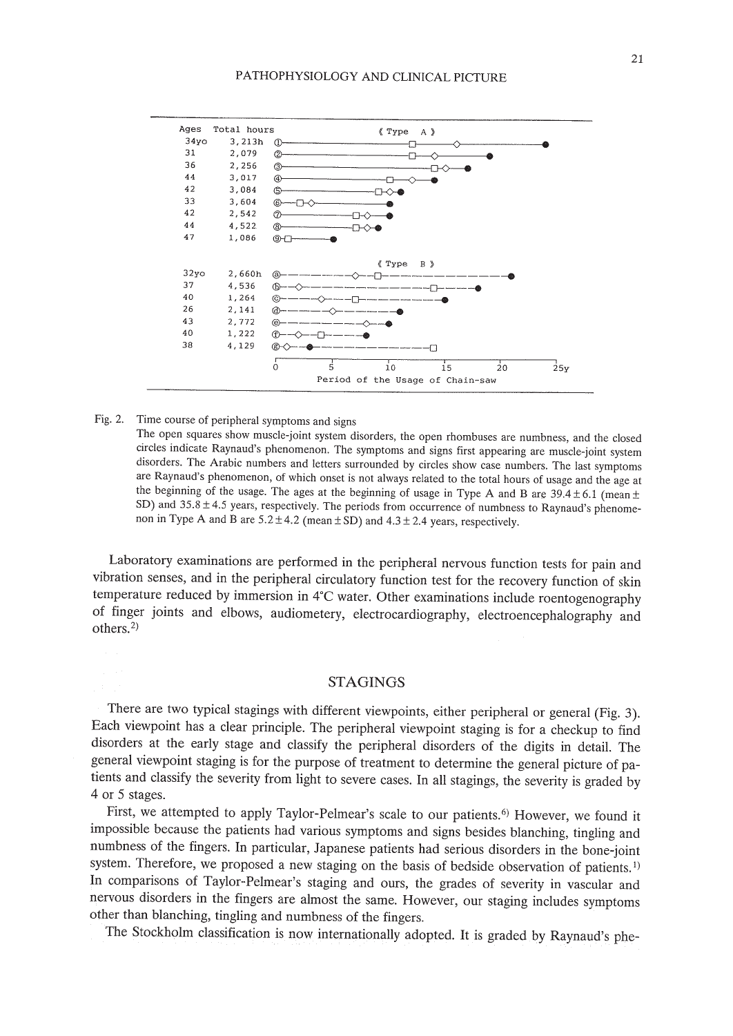| Type | Case | Ages | Total hours |
|---|---|---|---|
| Type A | ① | 34yo | 3,213h |
| | ② | 31 | 2,079 |
| | ③ | 36 | 2,256 |
| | ④ | 44 | 3,017 |
| | ⑤ | 42 | 3,084 |
| | ⑥ | 33 | 3,604 |
| | ⑦ | 42 | 2,542 |
| | ⑧ | 44 | 4,522 |
| | ⑨ | 47 | 1,086 |
| Type B | ⓐ | 32yo | 2,660h |
| | ⓑ | 37 | 4,536 |
| | ⓒ | 40 | 1,264 |
| | ⓓ | 26 | 2,141 |
| | ⓔ | 43 | 2,772 |
| | ⓕ | 40 | 1,222 |
| | ⓖ | 38 | 4,129 |

Period of the Usage of Chain-saw (0, 5, 10, 15, 20, 25y)

Fig. 2. Time course of peripheral symptoms and signs
The open squares show muscle-joint system disorders, the open rhombuses are numbness, and the closed circles indicate Raynaud's phenomenon. The symptoms and signs first appearing are muscle-joint system disorders. The Arabic numbers and letters surrounded by circles show case numbers. The last symptoms are Raynaud's phenomenon, of which onset is not always related to the total hours of usage and the age at the beginning of the usage. The ages at the beginning of usage in Type A and B are 39.4 ± 6.1 (mean ± SD) and 35.8 ± 4.5 years, respectively. The periods from occurrence of numbness to Raynaud's phenomenon in Type A and B are 5.2 ± 4.2 (mean ± SD) and 4.3 ± 2.4 years, respectively.

Laboratory examinations are performed in the peripheral nervous function tests for pain and vibration senses, and in the peripheral circulatory function test for the recovery function of skin temperature reduced by immersion in 4°C water. Other examinations include roentogenography of finger joints and elbows, audiometery, electrocardiography, electroencephalography and others.[2]

## STAGINGS

There are two typical stagings with different viewpoints, either peripheral or general (Fig. 3). Each viewpoint has a clear principle. The peripheral viewpoint staging is for a checkup to find disorders at the early stage and classify the peripheral disorders of the digits in detail. The general viewpoint staging is for the purpose of treatment to determine the general picture of patients and classify the severity from light to severe cases. In all stagings, the severity is graded by 4 or 5 stages.

First, we attempted to apply Taylor-Pelmear's scale to our patients.[6] However, we found it impossible because the patients had various symptoms and signs besides blanching, tingling and numbness of the fingers. In particular, Japanese patients had serious disorders in the bone-joint system. Therefore, we proposed a new staging on the basis of bedside observation of patients.[1] In comparisons of Taylor-Pelmear's staging and ours, the grades of severity in vascular and nervous disorders in the fingers are almost the same. However, our staging includes symptoms other than blanching, tingling and numbness of the fingers.

The Stockholm classification is now internationally adopted. It is graded by Raynaud's phe-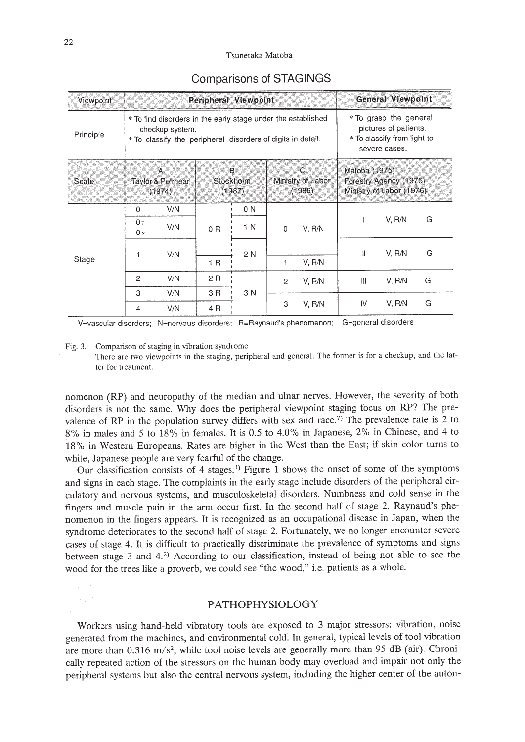## Comparisons of STAGINGS

| Viewpoint | Peripheral Viewpoint | | | | General Viewpoint |
|---|---|---|---|---|---|
| Principle | * To find disorders in the early stage under the established checkup system.<br>* To classify the peripheral disorders of digits in detail. | | | | * To grasp the general pictures of patients.<br>* To classify from light to severe cases. |
| Scale | A<br>Taylor & Pelmear (1974) | B<br>Stockholm (1987) | | C<br>Ministry of Labor (1986) | Matoba (1975)<br>Forestry Agency (1975)<br>Ministry of Labor (1976) |
| Stage | 0 V/N | 0 R | 0 N | 0 V, R/N | I V, R/N G |
| | $0_T$ $0_N$ V/N | | 1 N | | |
| | 1 V/N | | 2 N | | II V, R/N G |
| | | 1 R | | 1 V, R/N | |
| | 2 V/N | 2 R | 3 N | 2 V, R/N | III V, R/N G |
| | 3 V/N | 3 R | | | |
| | 4 V/N | 4 R | | 3 V, R/N | IV V, R/N G |

V=vascular disorders; N=nervous disorders; R=Raynaud's phenomenon; G=general disorders

Fig. 3. Comparison of staging in vibration syndrome
There are two viewpoints in the staging, peripheral and general. The former is for a checkup, and the latter for treatment.

nomenon (RP) and neuropathy of the median and ulnar nerves. However, the severity of both disorders is not the same. Why does the peripheral viewpoint staging focus on RP? The prevalence of RP in the population survey differs with sex and race.[7] The prevalence rate is 2 to 8% in males and 5 to 18% in females. It is 0.5 to 4.0% in Japanese, 2% in Chinese, and 4 to 18% in Western Europeans. Rates are higher in the West than the East; if skin color turns to white, Japanese people are very fearful of the change.

Our classification consists of 4 stages.[1] Figure 1 shows the onset of some of the symptoms and signs in each stage. The complaints in the early stage include disorders of the peripheral circulatory and nervous systems, and musculoskeletal disorders. Numbness and cold sense in the fingers and muscle pain in the arm occur first. In the second half of stage 2, Raynaud's phenomenon in the fingers appears. It is recognized as an occupational disease in Japan, when the syndrome deteriorates to the second half of stage 2. Fortunately, we no longer encounter severe cases of stage 4. It is difficult to practically discriminate the prevalence of symptoms and signs between stage 3 and 4.[2] According to our classification, instead of being not able to see the wood for the trees like a proverb, we could see "the wood," i.e. patients as a whole.

## PATHOPHYSIOLOGY

Workers using hand-held vibratory tools are exposed to 3 major stressors: vibration, noise generated from the machines, and environmental cold. In general, typical levels of tool vibration are more than 0.316 $m/s^2$, while tool noise levels are generally more than 95 dB (air). Chronically repeated action of the stressors on the human body may overload and impair not only the peripheral systems but also the central nervous system, including the higher center of the auton-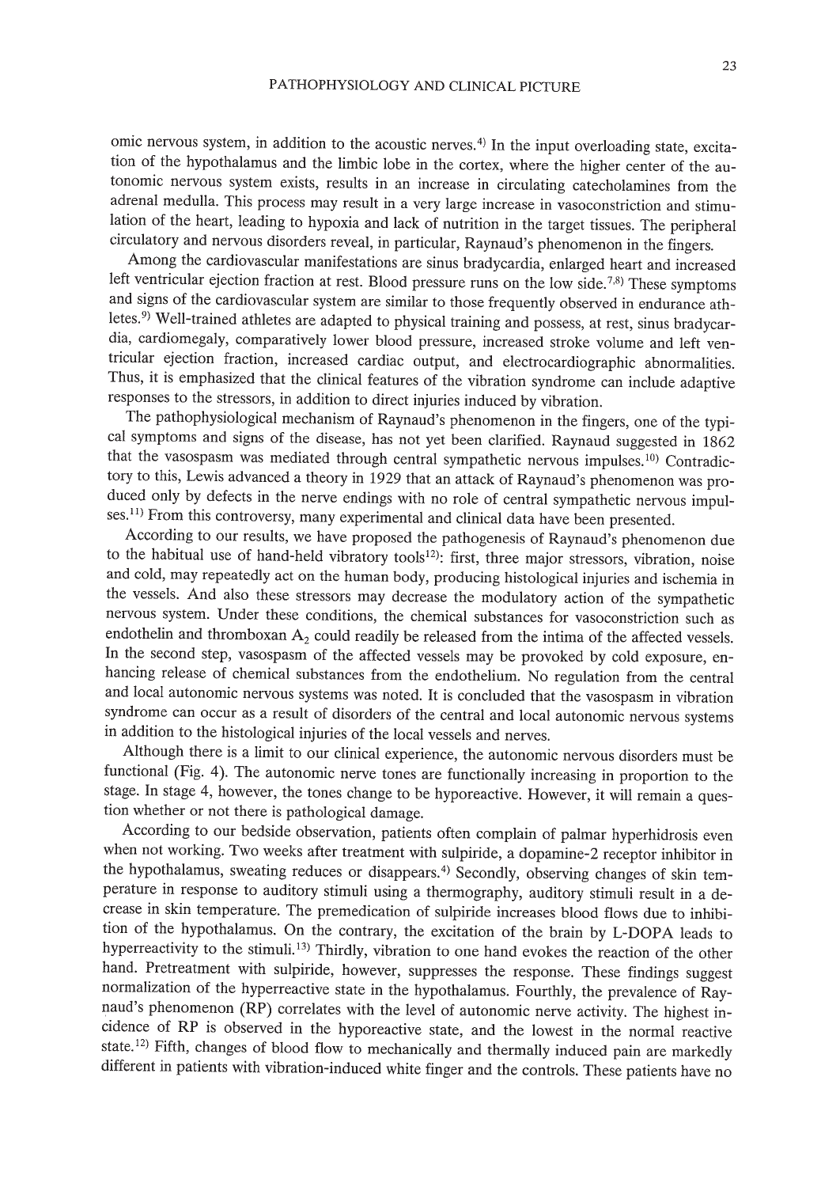omic nervous system, in addition to the acoustic nerves.[4] In the input overloading state, excitation of the hypothalamus and the limbic lobe in the cortex, where the higher center of the autonomic nervous system exists, results in an increase in circulating catecholamines from the adrenal medulla. This process may result in a very large increase in vasoconstriction and stimulation of the heart, leading to hypoxia and lack of nutrition in the target tissues. The peripheral circulatory and nervous disorders reveal, in particular, Raynaud's phenomenon in the fingers.

Among the cardiovascular manifestations are sinus bradycardia, enlarged heart and increased left ventricular ejection fraction at rest. Blood pressure runs on the low side.[7,8] These symptoms and signs of the cardiovascular system are similar to those frequently observed in endurance athletes.[9] Well-trained athletes are adapted to physical training and possess, at rest, sinus bradycardia, cardiomegaly, comparatively lower blood pressure, increased stroke volume and left ventricular ejection fraction, increased cardiac output, and electrocardiographic abnormalities. Thus, it is emphasized that the clinical features of the vibration syndrome can include adaptive responses to the stressors, in addition to direct injuries induced by vibration.

The pathophysiological mechanism of Raynaud's phenomenon in the fingers, one of the typical symptoms and signs of the disease, has not yet been clarified. Raynaud suggested in 1862 that the vasospasm was mediated through central sympathetic nervous impulses.[10] Contradictory to this, Lewis advanced a theory in 1929 that an attack of Raynaud's phenomenon was produced only by defects in the nerve endings with no role of central sympathetic nervous impulses.[11] From this controversy, many experimental and clinical data have been presented.

According to our results, we have proposed the pathogenesis of Raynaud's phenomenon due to the habitual use of hand-held vibratory tools[12]: first, three major stressors, vibration, noise and cold, may repeatedly act on the human body, producing histological injuries and ischemia in the vessels. And also these stressors may decrease the modulatory action of the sympathetic nervous system. Under these conditions, the chemical substances for vasoconstriction such as endothelin and thromboxan $A_2$ could readily be released from the intima of the affected vessels. In the second step, vasospasm of the affected vessels may be provoked by cold exposure, enhancing release of chemical substances from the endothelium. No regulation from the central and local autonomic nervous systems was noted. It is concluded that the vasospasm in vibration syndrome can occur as a result of disorders of the central and local autonomic nervous systems in addition to the histological injuries of the local vessels and nerves.

Although there is a limit to our clinical experience, the autonomic nervous disorders must be functional (Fig. 4). The autonomic nerve tones are functionally increasing in proportion to the stage. In stage 4, however, the tones change to be hyporeactive. However, it will remain a question whether or not there is pathological damage.

According to our bedside observation, patients often complain of palmar hyperhidrosis even when not working. Two weeks after treatment with sulpiride, a dopamine-2 receptor inhibitor in the hypothalamus, sweating reduces or disappears.[4] Secondly, observing changes of skin temperature in response to auditory stimuli using a thermography, auditory stimuli result in a decrease in skin temperature. The premedication of sulpiride increases blood flows due to inhibition of the hypothalamus. On the contrary, the excitation of the brain by L-DOPA leads to hyperreactivity to the stimuli.[13] Thirdly, vibration to one hand evokes the reaction of the other hand. Pretreatment with sulpiride, however, suppresses the response. These findings suggest normalization of the hyperreactive state in the hypothalamus. Fourthly, the prevalence of Raynaud's phenomenon (RP) correlates with the level of autonomic nerve activity. The highest incidence of RP is observed in the hyporeactive state, and the lowest in the normal reactive state.[12] Fifth, changes of blood flow to mechanically and thermally induced pain are markedly different in patients with vibration-induced white finger and the controls. These patients have no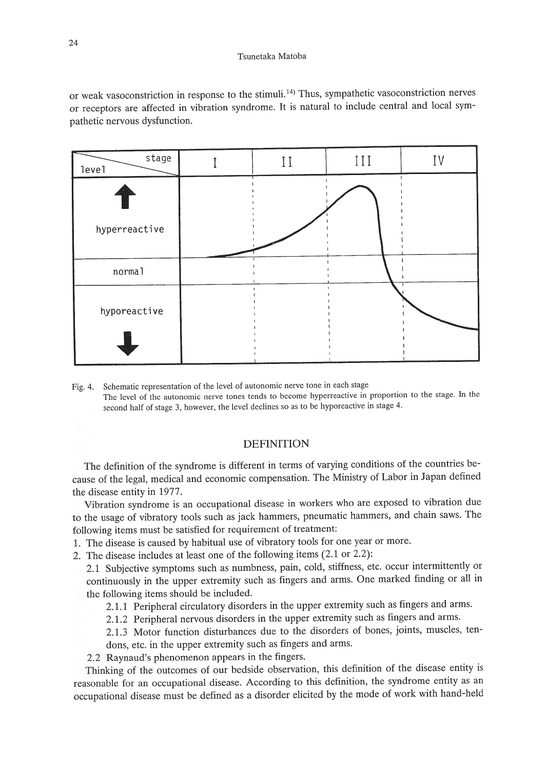or weak vasoconstriction in response to the stimuli.[14] Thus, sympathetic vasoconstriction nerves or receptors are affected in vibration syndrome. It is natural to include central and local sympathetic nervous dysfunction.

| level \ stage | I | II | III | IV |
|---|---|---|---|---|
| ↑ hyperreactive | | | | |
| normal | | | | |
| hyporeactive ↓ | | | | |

Fig. 4. Schematic representation of the level of autonomic nerve tone in each stage
The level of the autonomic nerve tones tends to become hyperreactive in proportion to the stage. In the second half of stage 3, however, the level declines so as to be hyporeactive in stage 4.

## DEFINITION

The definition of the syndrome is different in terms of varying conditions of the countries because of the legal, medical and economic compensation. The Ministry of Labor in Japan defined the disease entity in 1977.

Vibration syndrome is an occupational disease in workers who are exposed to vibration due to the usage of vibratory tools such as jack hammers, pneumatic hammers, and chain saws. The following items must be satisfied for requirement of treatment:

1. The disease is caused by habitual use of vibratory tools for one year or more.
2. The disease includes at least one of the following items (2.1 or 2.2):
   - 2.1 Subjective symptoms such as numbness, pain, cold, stiffness, etc. occur intermittently or continuously in the upper extremity such as fingers and arms. One marked finding or all in the following items should be included.
     - 2.1.1 Peripheral circulatory disorders in the upper extremity such as fingers and arms.
     - 2.1.2 Peripheral nervous disorders in the upper extremity such as fingers and arms.
     - 2.1.3 Motor function disturbances due to the disorders of bones, joints, muscles, tendons, etc. in the upper extremity such as fingers and arms.
   - 2.2 Raynaud's phenomenon appears in the fingers.

Thinking of the outcomes of our bedside observation, this definition of the disease entity is reasonable for an occupational disease. According to this definition, the syndrome entity as an occupational disease must be defined as a disorder elicited by the mode of work with hand-held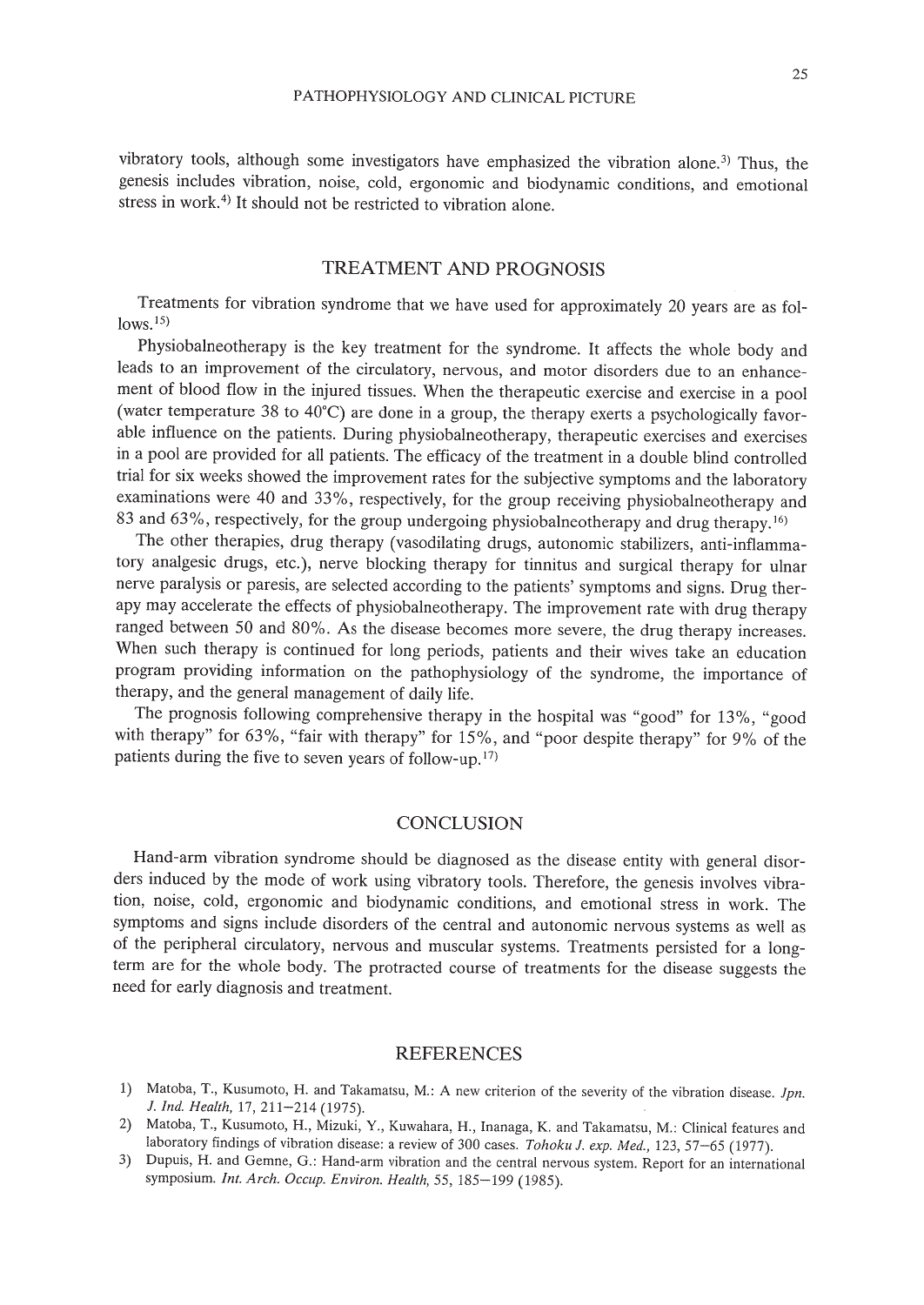vibratory tools, although some investigators have emphasized the vibration alone.[3] Thus, the genesis includes vibration, noise, cold, ergonomic and biodynamic conditions, and emotional stress in work.[4] It should not be restricted to vibration alone.

## TREATMENT AND PROGNOSIS

Treatments for vibration syndrome that we have used for approximately 20 years are as follows.[15]

Physiobalneotherapy is the key treatment for the syndrome. It affects the whole body and leads to an improvement of the circulatory, nervous, and motor disorders due to an enhancement of blood flow in the injured tissues. When the therapeutic exercise and exercise in a pool (water temperature 38 to 40°C) are done in a group, the therapy exerts a psychologically favorable influence on the patients. During physiobalneotherapy, therapeutic exercises and exercises in a pool are provided for all patients. The efficacy of the treatment in a double blind controlled trial for six weeks showed the improvement rates for the subjective symptoms and the laboratory examinations were 40 and 33%, respectively, for the group receiving physiobalneotherapy and 83 and 63%, respectively, for the group undergoing physiobalneotherapy and drug therapy.[16]

The other therapies, drug therapy (vasodilating drugs, autonomic stabilizers, anti-inflammatory analgesic drugs, etc.), nerve blocking therapy for tinnitus and surgical therapy for ulnar nerve paralysis or paresis, are selected according to the patients' symptoms and signs. Drug therapy may accelerate the effects of physiobalneotherapy. The improvement rate with drug therapy ranged between 50 and 80%. As the disease becomes more severe, the drug therapy increases. When such therapy is continued for long periods, patients and their wives take an education program providing information on the pathophysiology of the syndrome, the importance of therapy, and the general management of daily life.

The prognosis following comprehensive therapy in the hospital was "good" for 13%, "good with therapy" for 63%, "fair with therapy" for 15%, and "poor despite therapy" for 9% of the patients during the five to seven years of follow-up.[17]

## CONCLUSION

Hand-arm vibration syndrome should be diagnosed as the disease entity with general disorders induced by the mode of work using vibratory tools. Therefore, the genesis involves vibration, noise, cold, ergonomic and biodynamic conditions, and emotional stress in work. The symptoms and signs include disorders of the central and autonomic nervous systems as well as of the peripheral circulatory, nervous and muscular systems. Treatments persisted for a long-term are for the whole body. The protracted course of treatments for the disease suggests the need for early diagnosis and treatment.

## REFERENCES

1) Matoba, T., Kusumoto, H. and Takamatsu, M.: A new criterion of the severity of the vibration disease. *Jpn. J. Ind. Health,* 17, 211–214 (1975).
2) Matoba, T., Kusumoto, H., Mizuki, Y., Kuwahara, H., Inanaga, K. and Takamatsu, M.: Clinical features and laboratory findings of vibration disease: a review of 300 cases. *Tohoku J. exp. Med.,* 123, 57–65 (1977).
3) Dupuis, H. and Gemne, G.: Hand-arm vibration and the central nervous system. Report for an international symposium. *Int. Arch. Occup. Environ. Health,* 55, 185–199 (1985).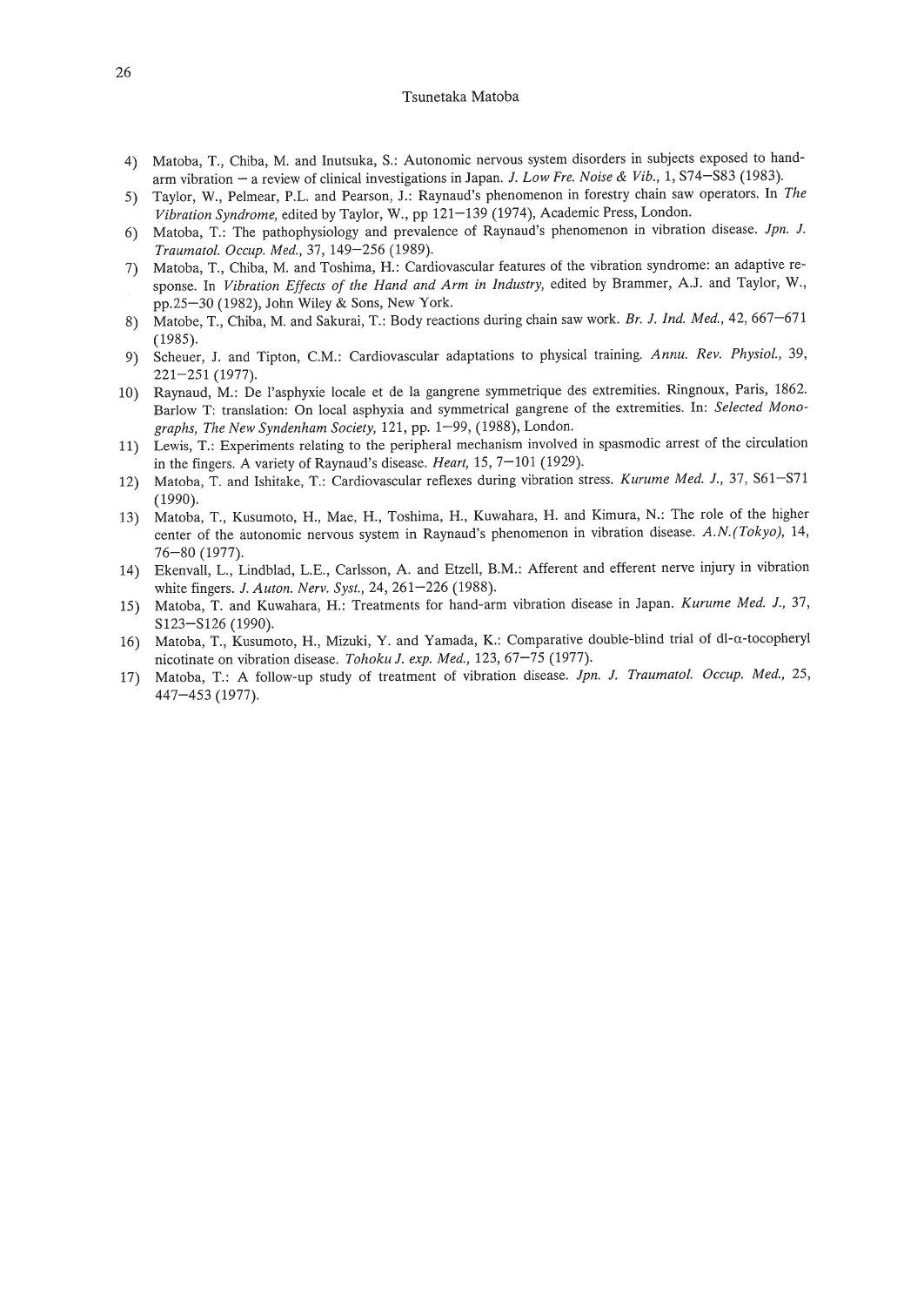4) Matoba, T., Chiba, M. and Inutsuka, S.: Autonomic nervous system disorders in subjects exposed to hand-arm vibration — a review of clinical investigations in Japan. *J. Low Fre. Noise & Vib.*, 1, S74–S83 (1983).
5) Taylor, W., Pelmear, P.L. and Pearson, J.: Raynaud's phenomenon in forestry chain saw operators. In *The Vibration Syndrome*, edited by Taylor, W., pp 121–139 (1974), Academic Press, London.
6) Matoba, T.: The pathophysiology and prevalence of Raynaud's phenomenon in vibration disease. *Jpn. J. Traumatol. Occup. Med.*, 37, 149–256 (1989).
7) Matoba, T., Chiba, M. and Toshima, H.: Cardiovascular features of the vibration syndrome: an adaptive response. In *Vibration Effects of the Hand and Arm in Industry*, edited by Brammer, A.J. and Taylor, W., pp.25–30 (1982), John Wiley & Sons, New York.
8) Matobe, T., Chiba, M. and Sakurai, T.: Body reactions during chain saw work. *Br. J. Ind. Med.*, 42, 667–671 (1985).
9) Scheuer, J. and Tipton, C.M.: Cardiovascular adaptations to physical training. *Annu. Rev. Physiol.*, 39, 221–251 (1977).
10) Raynaud, M.: De l'asphyxie locale et de la gangrene symmetrique des extremities. Ringnoux, Paris, 1862. Barlow T: translation: On local asphyxia and symmetrical gangrene of the extremities. In: *Selected Monographs, The New Syndenham Society*, 121, pp. 1–99, (1988), London.
11) Lewis, T.: Experiments relating to the peripheral mechanism involved in spasmodic arrest of the circulation in the fingers. A variety of Raynaud's disease. *Heart*, 15, 7–101 (1929).
12) Matoba, T. and Ishitake, T.: Cardiovascular reflexes during vibration stress. *Kurume Med. J.*, 37, S61–S71 (1990).
13) Matoba, T., Kusumoto, H., Mae, H., Toshima, H., Kuwahara, H. and Kimura, N.: The role of the higher center of the autonomic nervous system in Raynaud's phenomenon in vibration disease. *A.N.(Tokyo)*, 14, 76–80 (1977).
14) Ekenvall, L., Lindblad, L.E., Carlsson, A. and Etzell, B.M.: Afferent and efferent nerve injury in vibration white fingers. *J. Auton. Nerv. Syst.*, 24, 261–226 (1988).
15) Matoba, T. and Kuwahara, H.: Treatments for hand-arm vibration disease in Japan. *Kurume Med. J.*, 37, S123–S126 (1990).
16) Matoba, T., Kusumoto, H., Mizuki, Y. and Yamada, K.: Comparative double-blind trial of dl-α-tocopheryl nicotinate on vibration disease. *Tohoku J. exp. Med.*, 123, 67–75 (1977).
17) Matoba, T.: A follow-up study of treatment of vibration disease. *Jpn. J. Traumatol. Occup. Med.*, 25, 447–453 (1977).